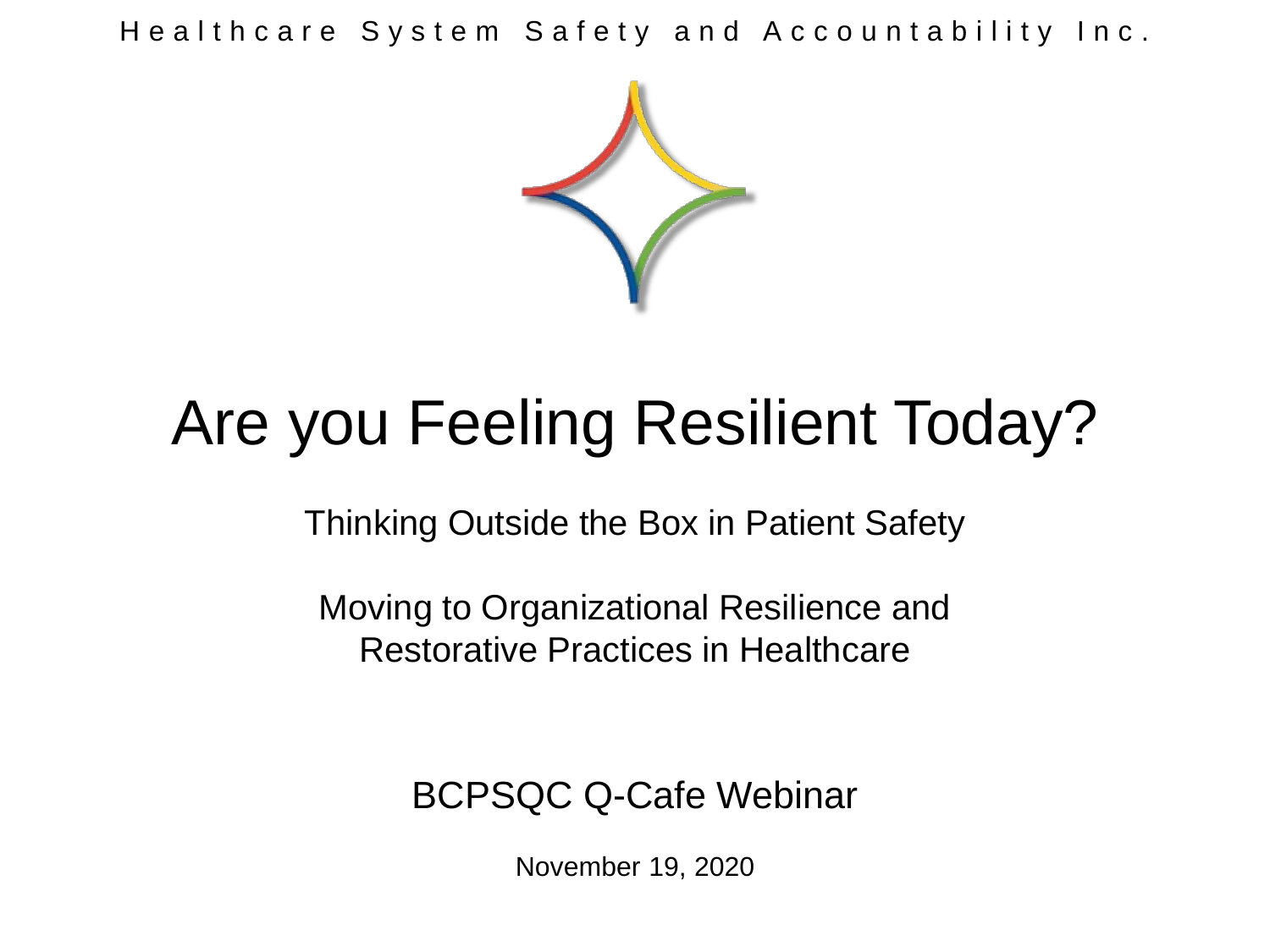Healthcare System Safety and Accountability Inc.

# Are you Feeling Resilient Today?

Thinking Outside the Box in Patient Safety

Moving to Organizational Resilience and Restorative Practices in Healthcare

BCPSQC Q-Cafe Webinar

November 19, 2020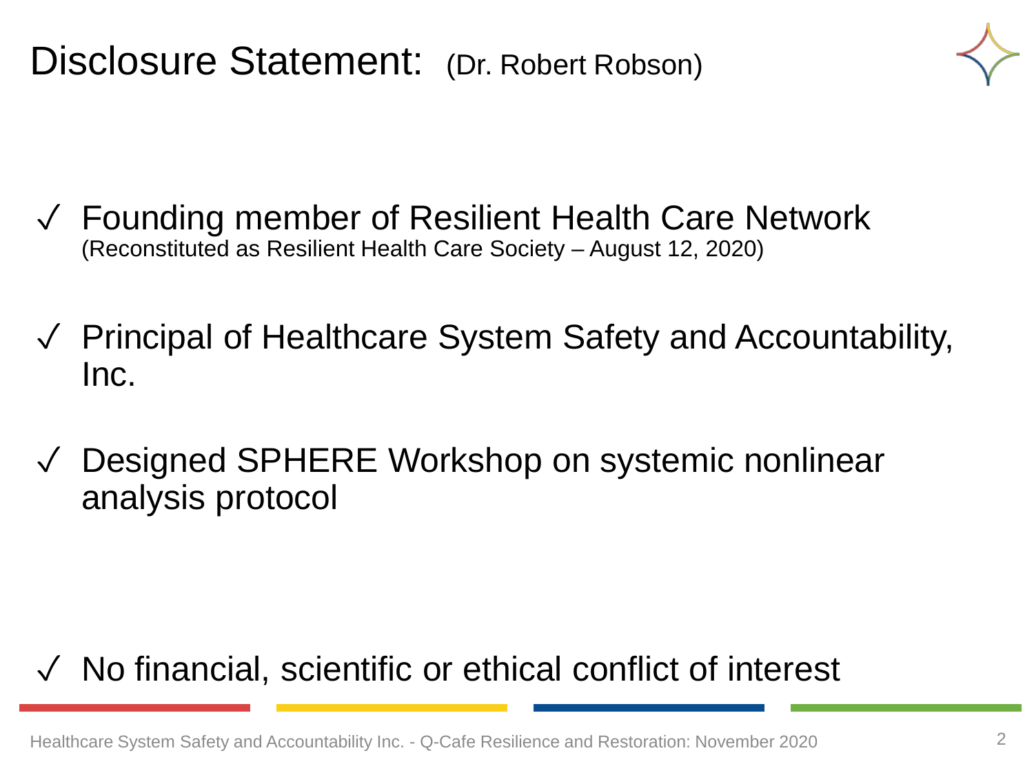# Disclosure Statement: (Dr. Robert Robson)

- ✓ Founding member of Resilient Health Care Network
  (Reconstituted as Resilient Health Care Society – August 12, 2020)

- ✓ Principal of Healthcare System Safety and Accountability, Inc.

- ✓ Designed SPHERE Workshop on systemic nonlinear analysis protocol

- ✓ No financial, scientific or ethical conflict of interest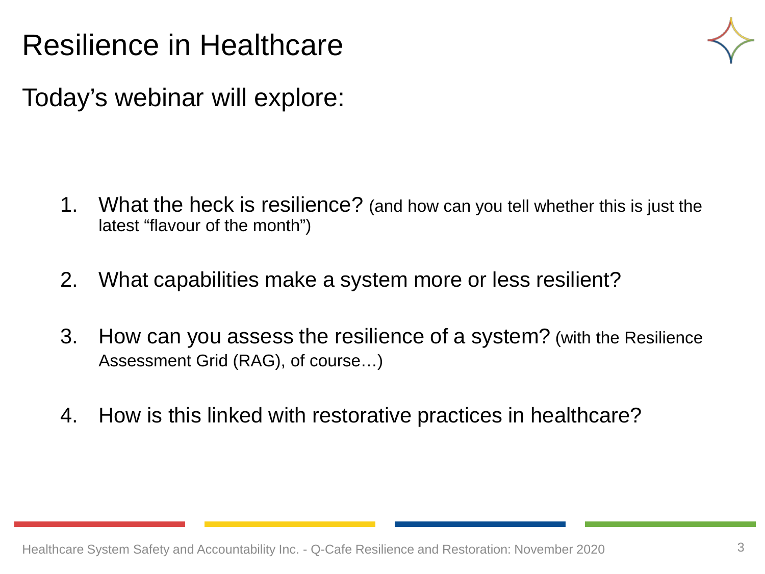# Resilience in Healthcare

## Today's webinar will explore:

1. What the heck is resilience? (and how can you tell whether this is just the latest "flavour of the month")
2. What capabilities make a system more or less resilient?
3. How can you assess the resilience of a system? (with the Resilience Assessment Grid (RAG), of course…)
4. How is this linked with restorative practices in healthcare?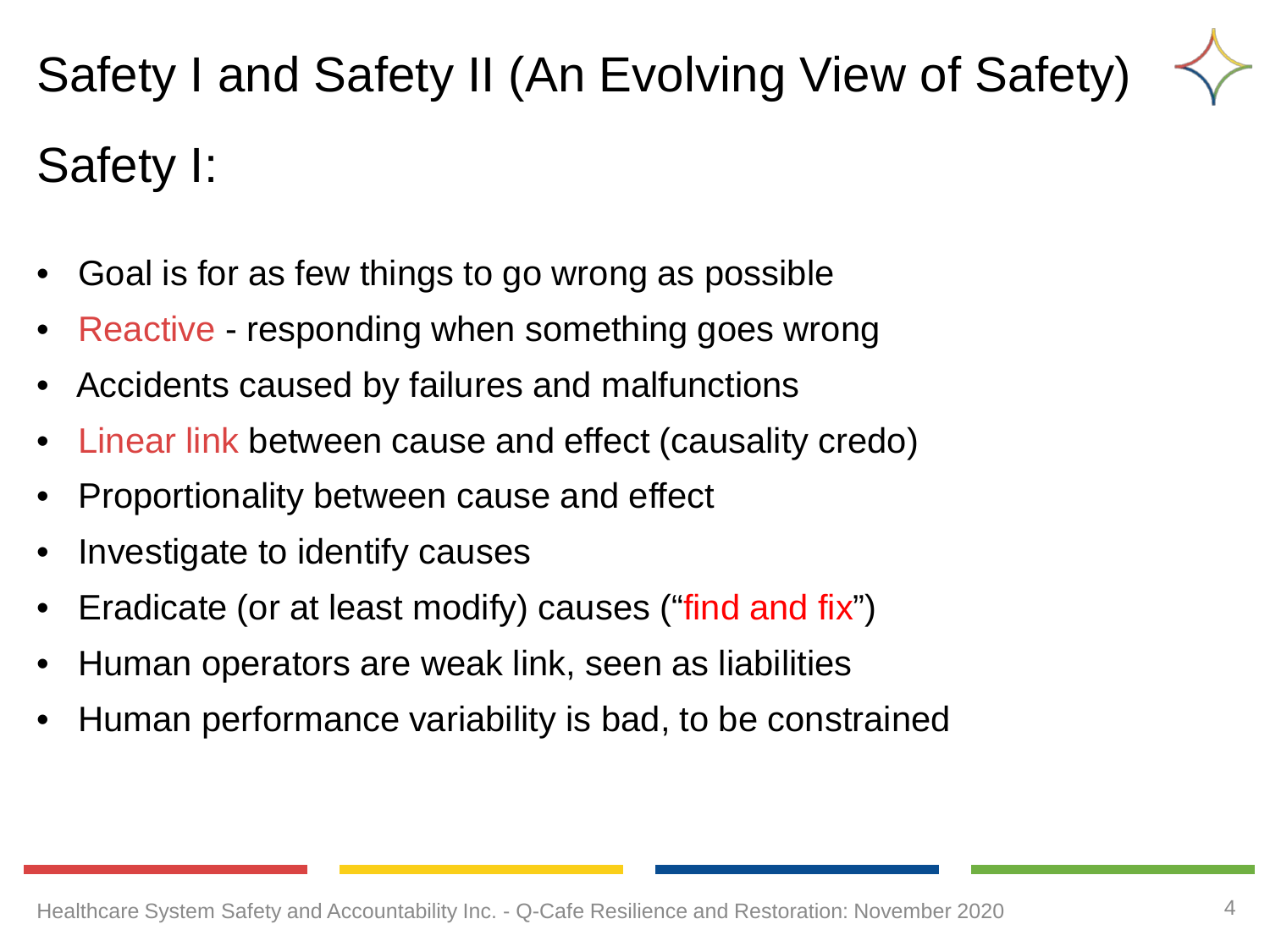# Safety I and Safety II (An Evolving View of Safety)

## Safety I:

- Goal is for as few things to go wrong as possible
- Reactive - responding when something goes wrong
- Accidents caused by failures and malfunctions
- Linear link between cause and effect (causality credo)
- Proportionality between cause and effect
- Investigate to identify causes
- Eradicate (or at least modify) causes ("find and fix")
- Human operators are weak link, seen as liabilities
- Human performance variability is bad, to be constrained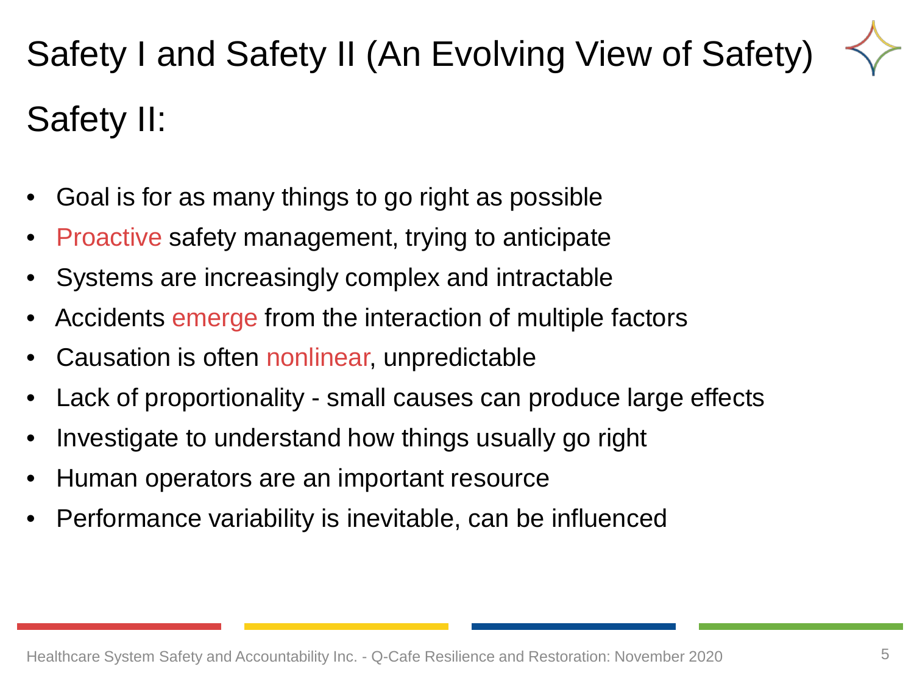# Safety I and Safety II (An Evolving View of Safety)

## Safety II:

- Goal is for as many things to go right as possible
- Proactive safety management, trying to anticipate
- Systems are increasingly complex and intractable
- Accidents emerge from the interaction of multiple factors
- Causation is often nonlinear, unpredictable
- Lack of proportionality - small causes can produce large effects
- Investigate to understand how things usually go right
- Human operators are an important resource
- Performance variability is inevitable, can be influenced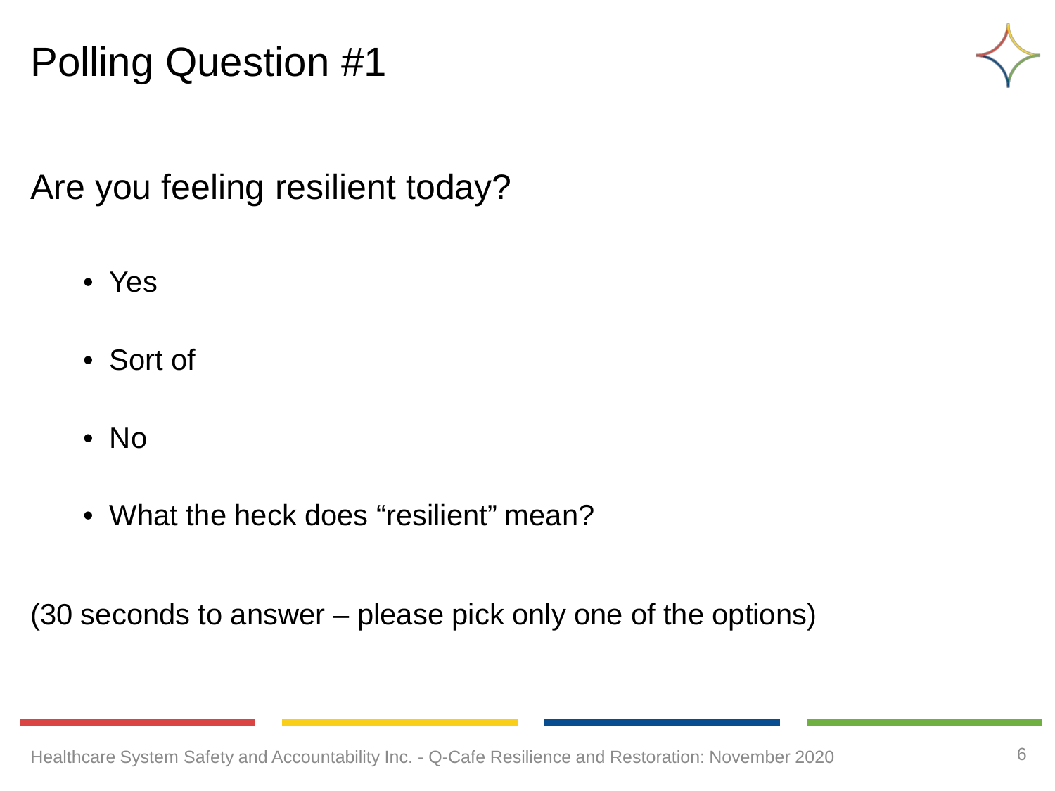# Polling Question #1

Are you feeling resilient today?

- Yes
- Sort of
- No
- What the heck does "resilient" mean?

(30 seconds to answer – please pick only one of the options)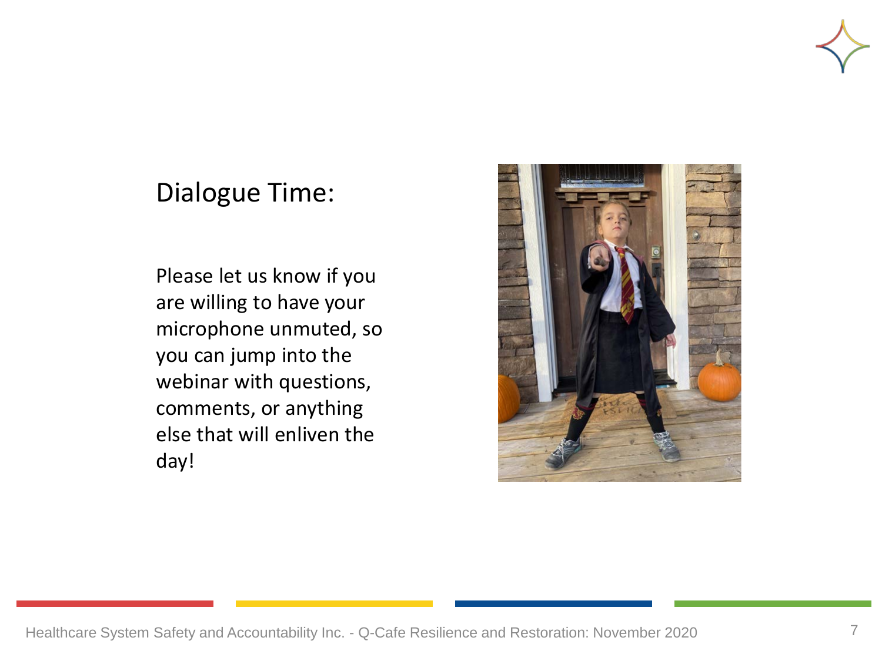## Dialogue Time:

Please let us know if you are willing to have your microphone unmuted, so you can jump into the webinar with questions, comments, or anything else that will enliven the day!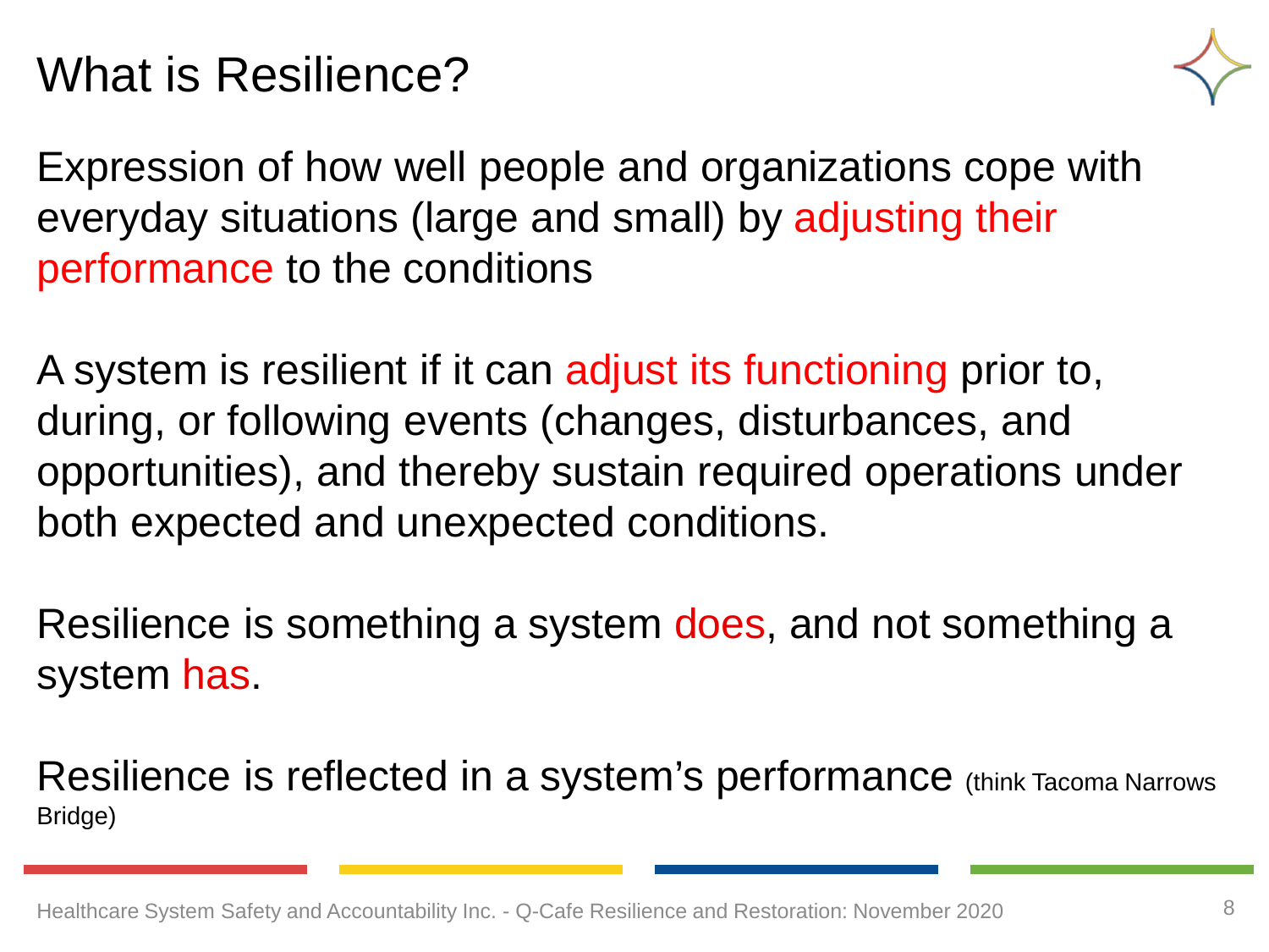# What is Resilience?

Expression of how well people and organizations cope with everyday situations (large and small) by adjusting their performance to the conditions

A system is resilient if it can adjust its functioning prior to, during, or following events (changes, disturbances, and opportunities), and thereby sustain required operations under both expected and unexpected conditions.

Resilience is something a system does, and not something a system has.

Resilience is reflected in a system's performance (think Tacoma Narrows Bridge)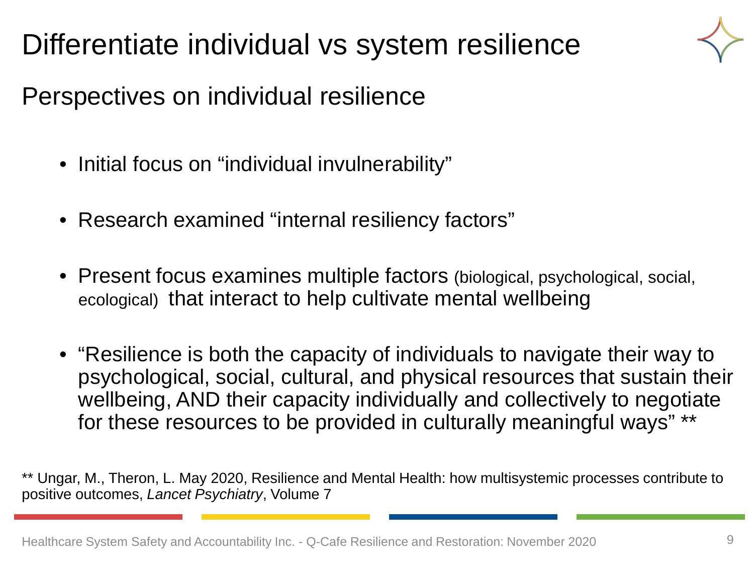# Differentiate individual vs system resilience

## Perspectives on individual resilience

- Initial focus on “individual invulnerability”
- Research examined “internal resiliency factors”
- Present focus examines multiple factors (biological, psychological, social, ecological) that interact to help cultivate mental wellbeing
- “Resilience is both the capacity of individuals to navigate their way to psychological, social, cultural, and physical resources that sustain their wellbeing, AND their capacity individually and collectively to negotiate for these resources to be provided in culturally meaningful ways” **

** Ungar, M., Theron, L. May 2020, Resilience and Mental Health: how multisystemic processes contribute to positive outcomes, *Lancet Psychiatry*, Volume 7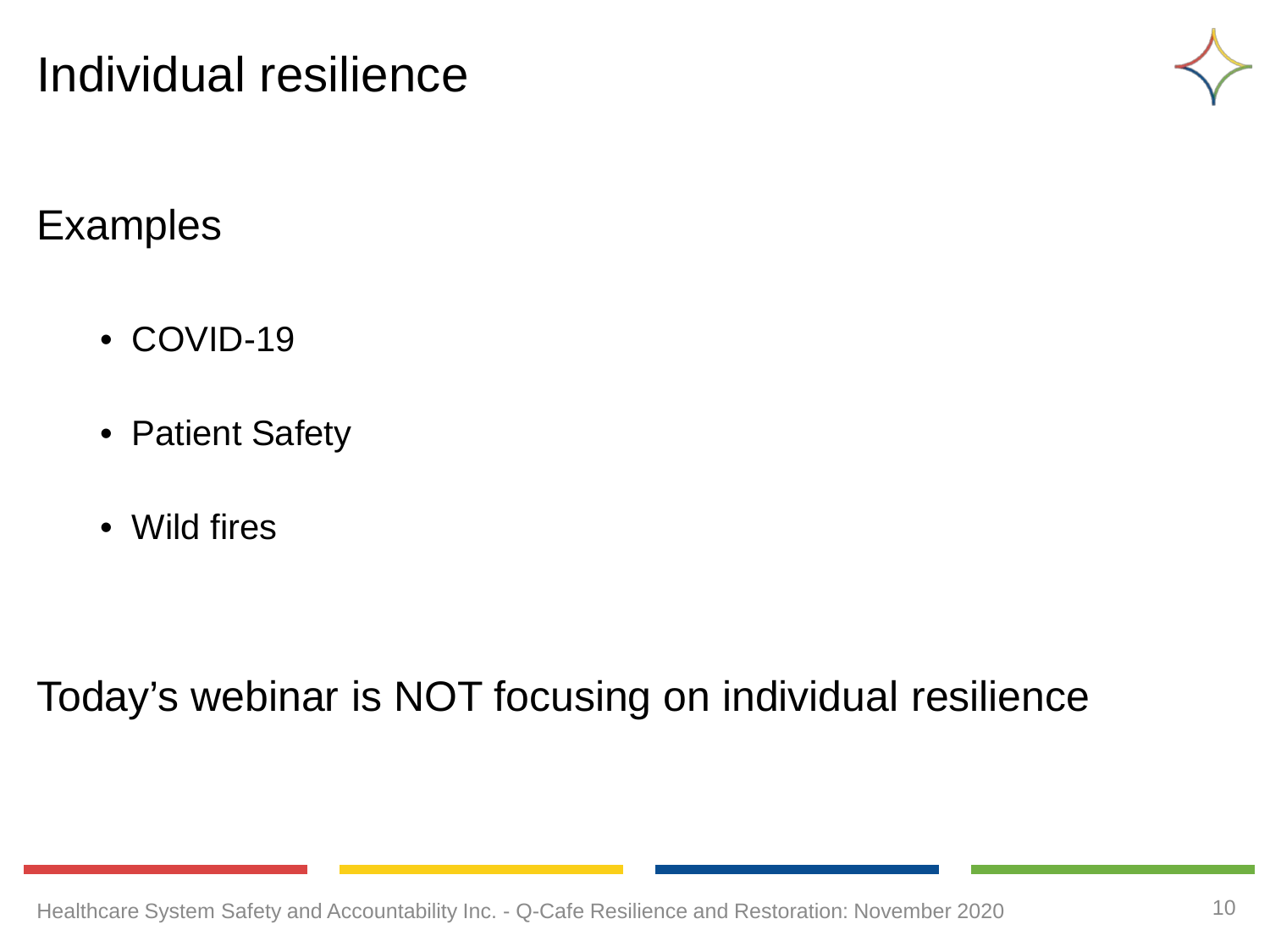# Individual resilience

## Examples

- COVID-19
- Patient Safety
- Wild fires

Today’s webinar is NOT focusing on individual resilience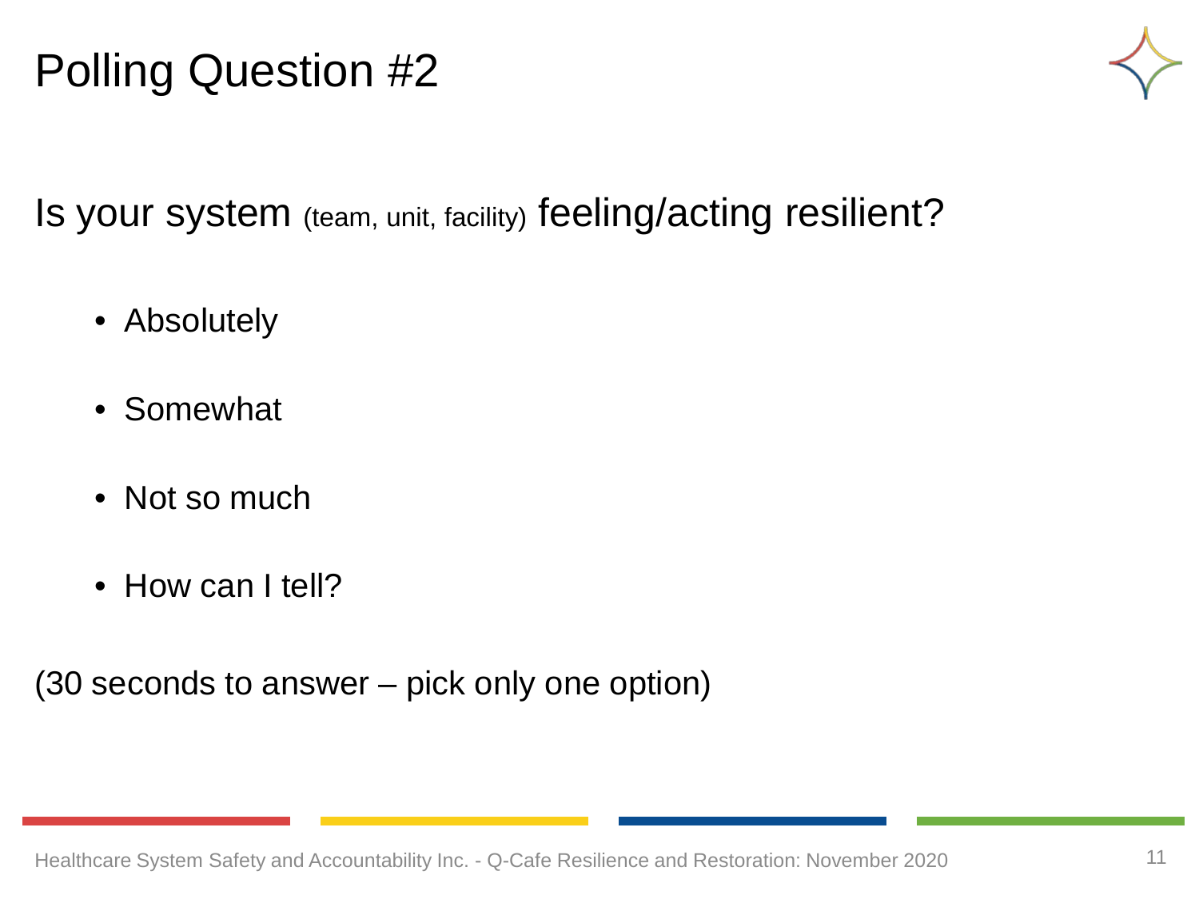# Polling Question #2

Is your system (team, unit, facility) feeling/acting resilient?

- Absolutely
- Somewhat
- Not so much
- How can I tell?

(30 seconds to answer – pick only one option)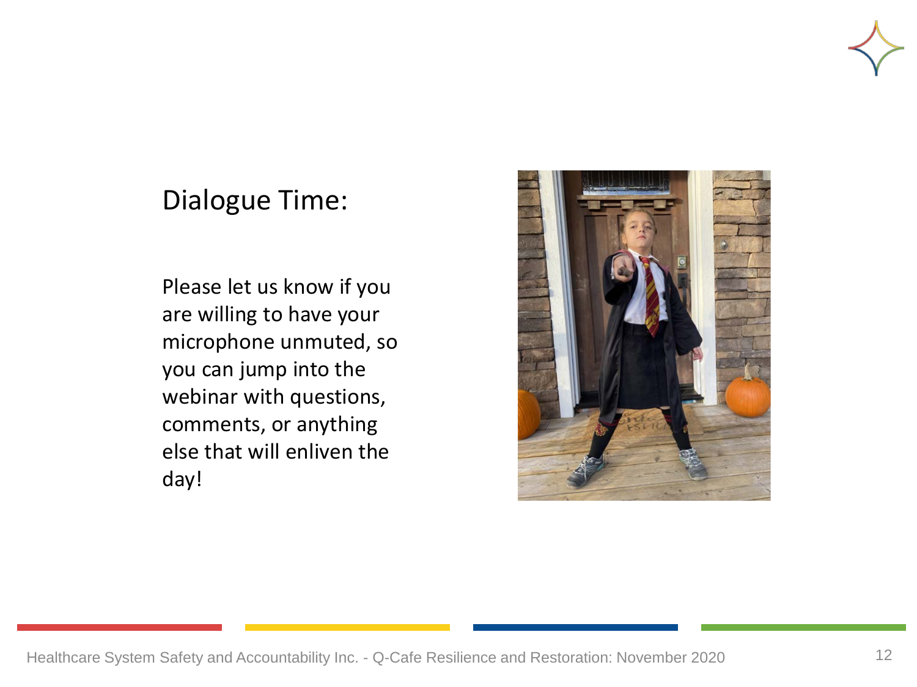## Dialogue Time:

Please let us know if you are willing to have your microphone unmuted, so you can jump into the webinar with questions, comments, or anything else that will enliven the day!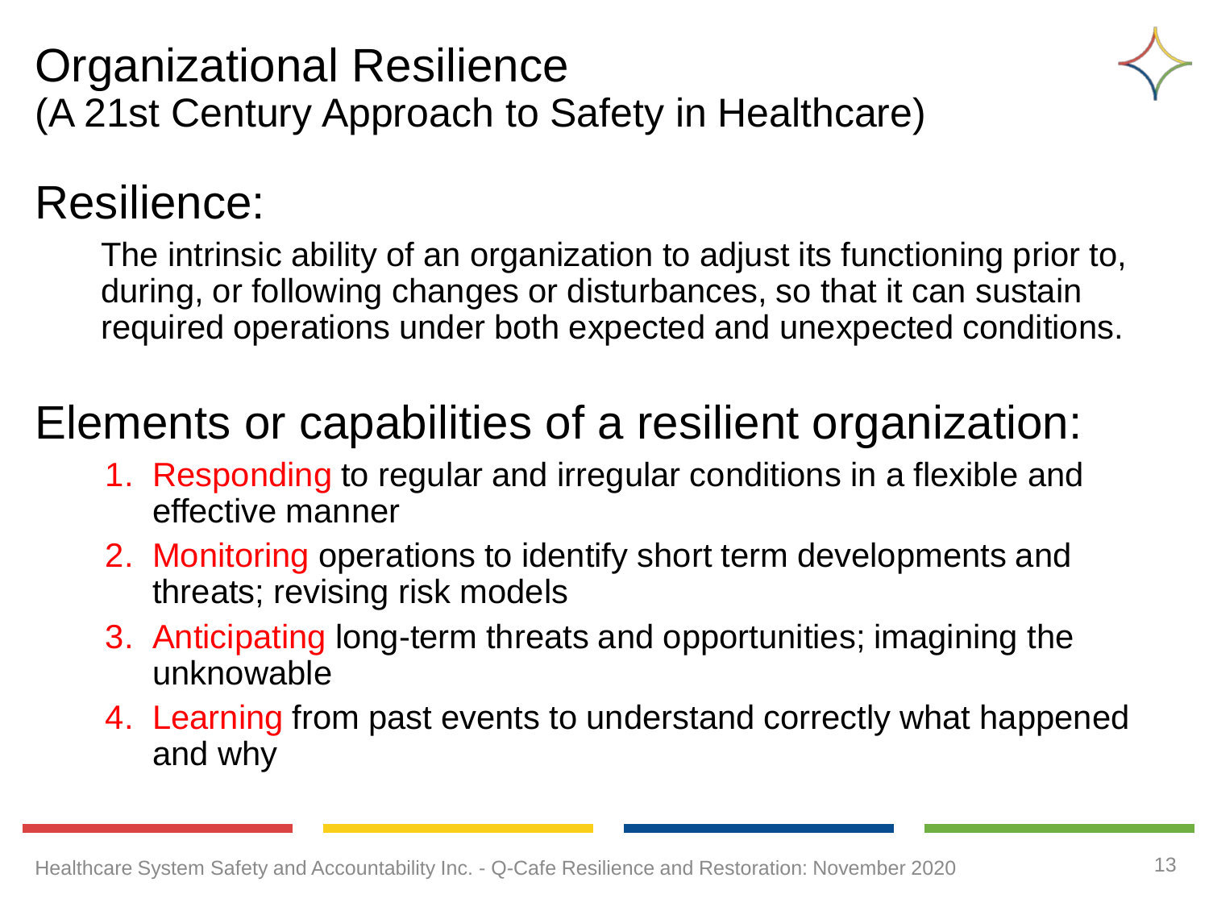# Organizational Resilience
(A 21st Century Approach to Safety in Healthcare)

## Resilience:

The intrinsic ability of an organization to adjust its functioning prior to, during, or following changes or disturbances, so that it can sustain required operations under both expected and unexpected conditions.

## Elements or capabilities of a resilient organization:

1. Responding to regular and irregular conditions in a flexible and effective manner
2. Monitoring operations to identify short term developments and threats; revising risk models
3. Anticipating long-term threats and opportunities; imagining the unknowable
4. Learning from past events to understand correctly what happened and why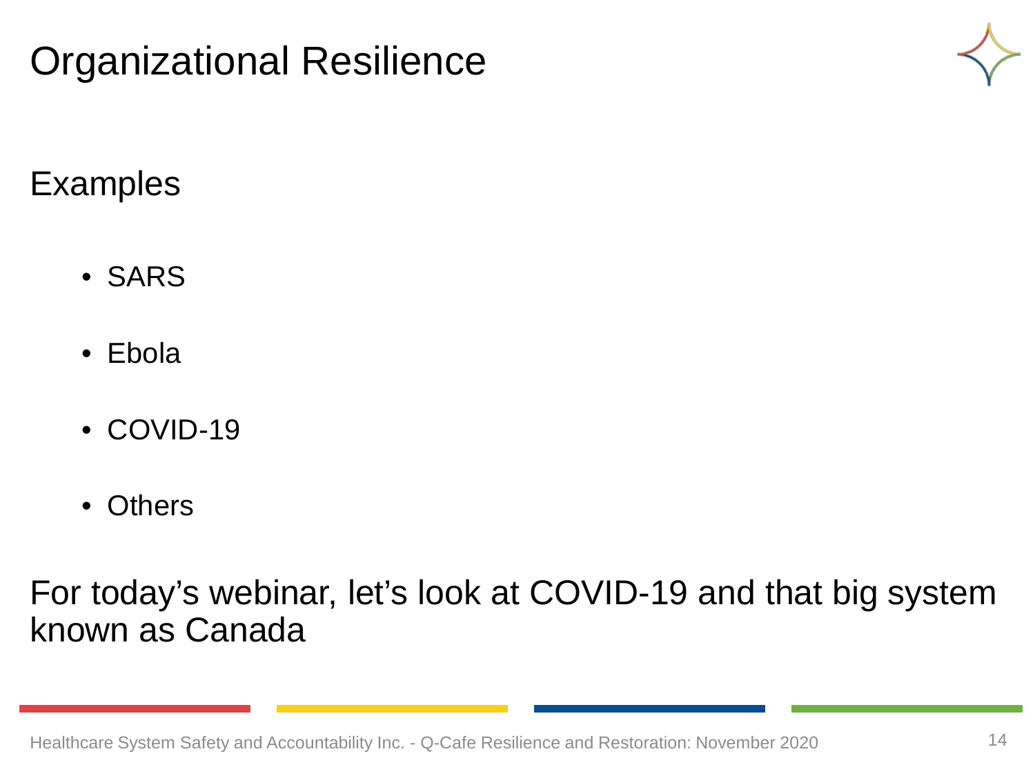# Organizational Resilience

## Examples

- SARS
- Ebola
- COVID-19
- Others

For today’s webinar, let’s look at COVID-19 and that big system known as Canada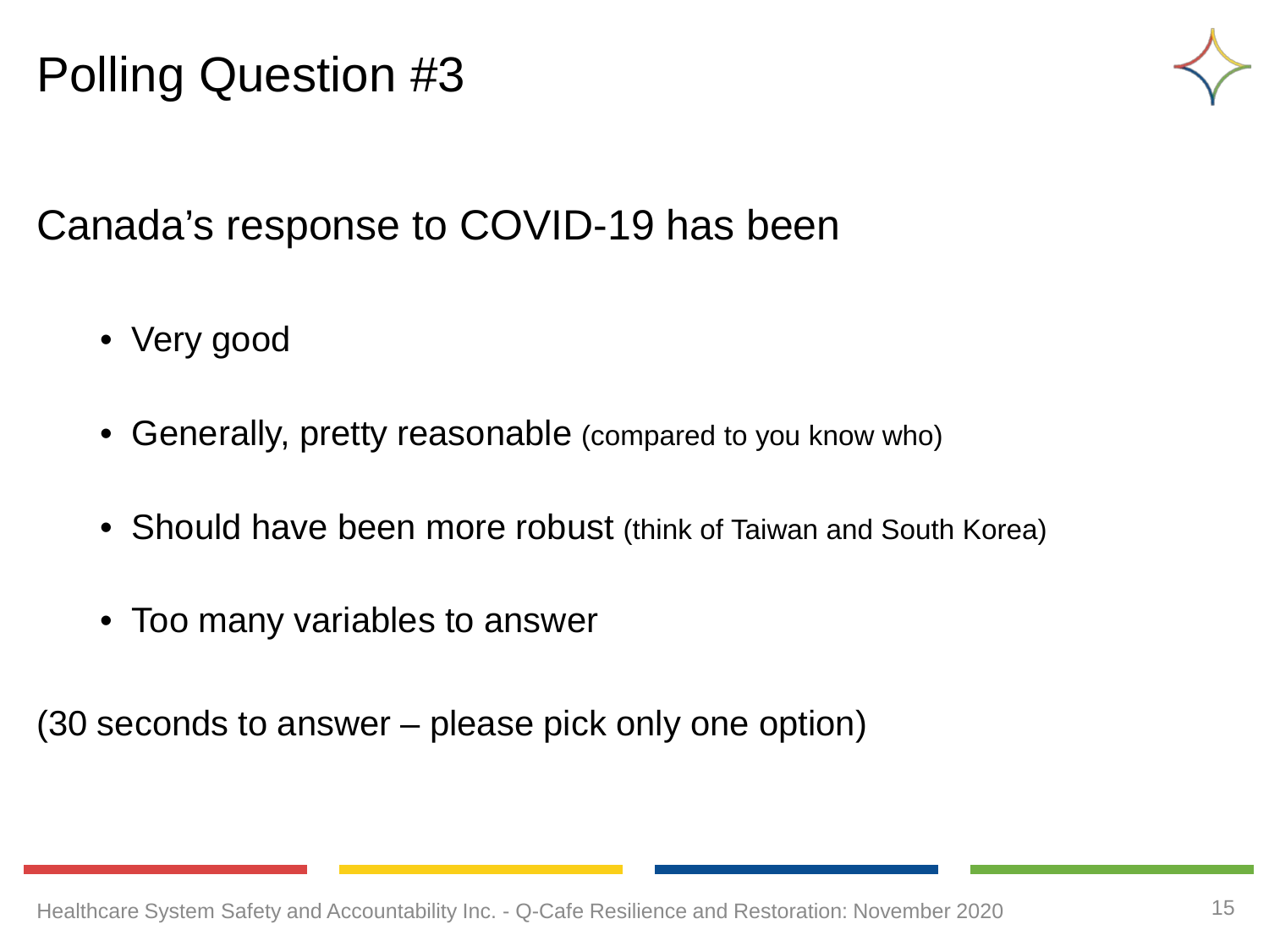# Polling Question #3

Canada's response to COVID-19 has been

- Very good
- Generally, pretty reasonable (compared to you know who)
- Should have been more robust (think of Taiwan and South Korea)
- Too many variables to answer

(30 seconds to answer – please pick only one option)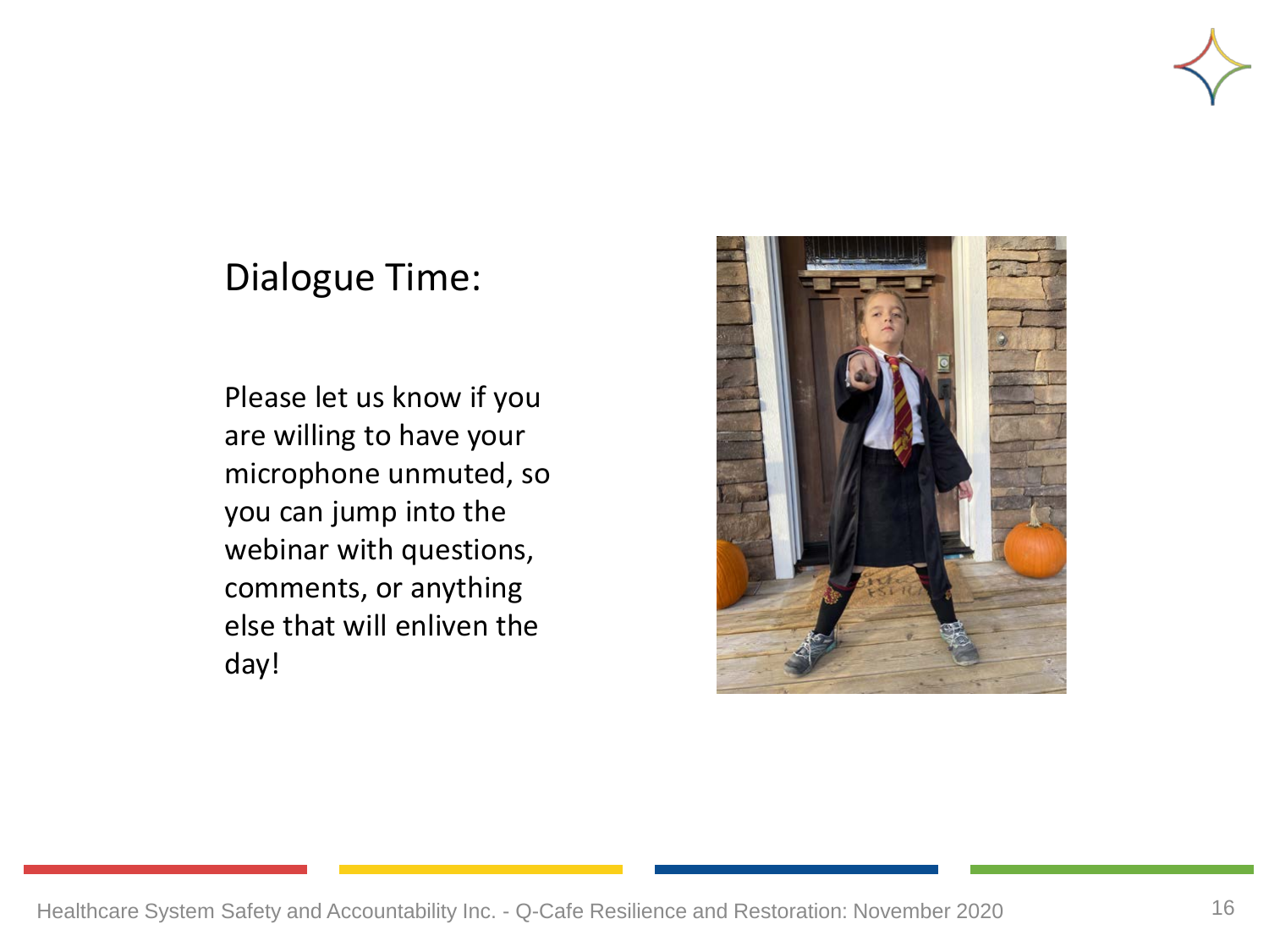# Dialogue Time:

Please let us know if you are willing to have your microphone unmuted, so you can jump into the webinar with questions, comments, or anything else that will enliven the day!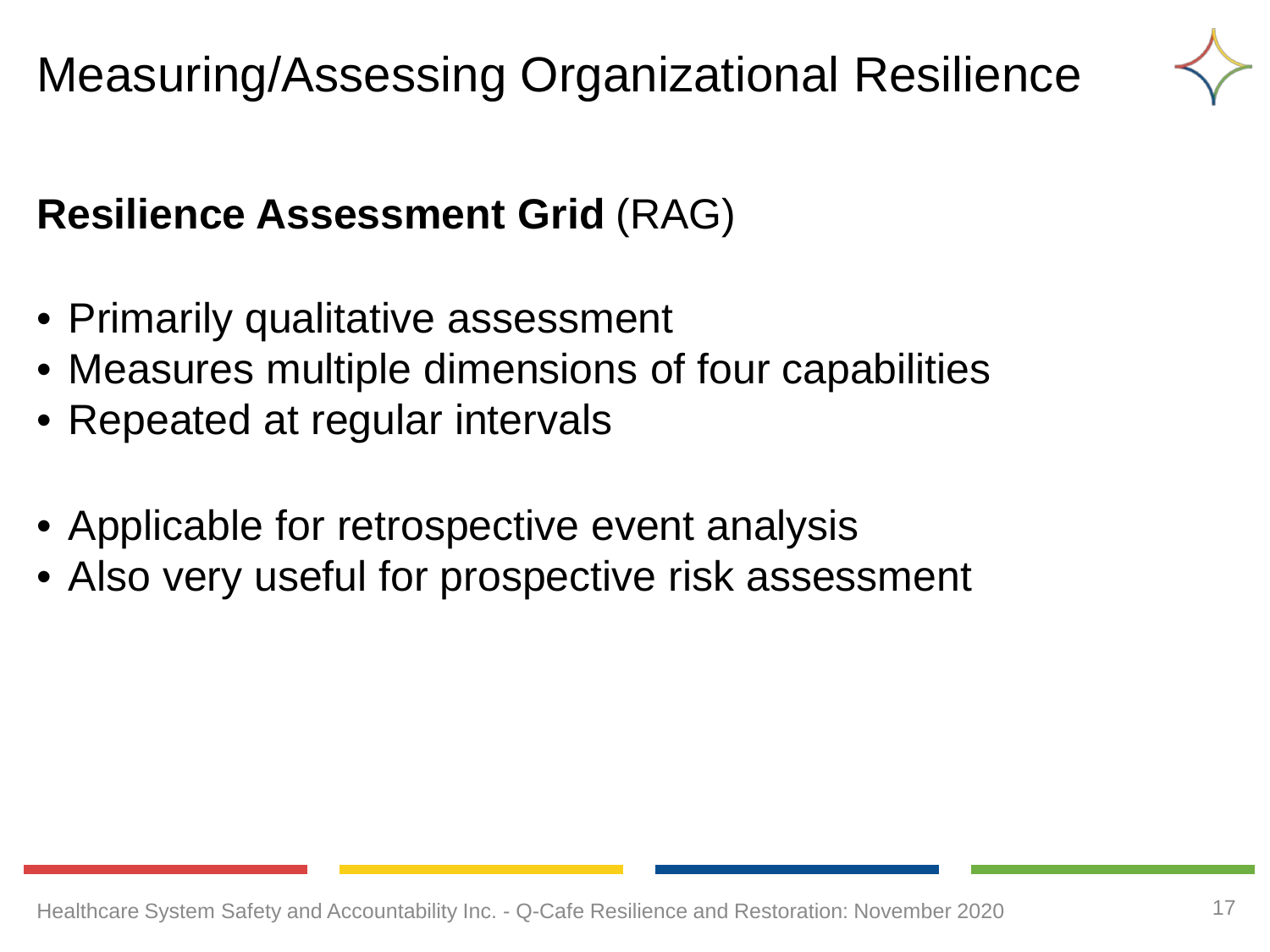# Measuring/Assessing Organizational Resilience

**Resilience Assessment Grid** (RAG)

- Primarily qualitative assessment
- Measures multiple dimensions of four capabilities
- Repeated at regular intervals

- Applicable for retrospective event analysis
- Also very useful for prospective risk assessment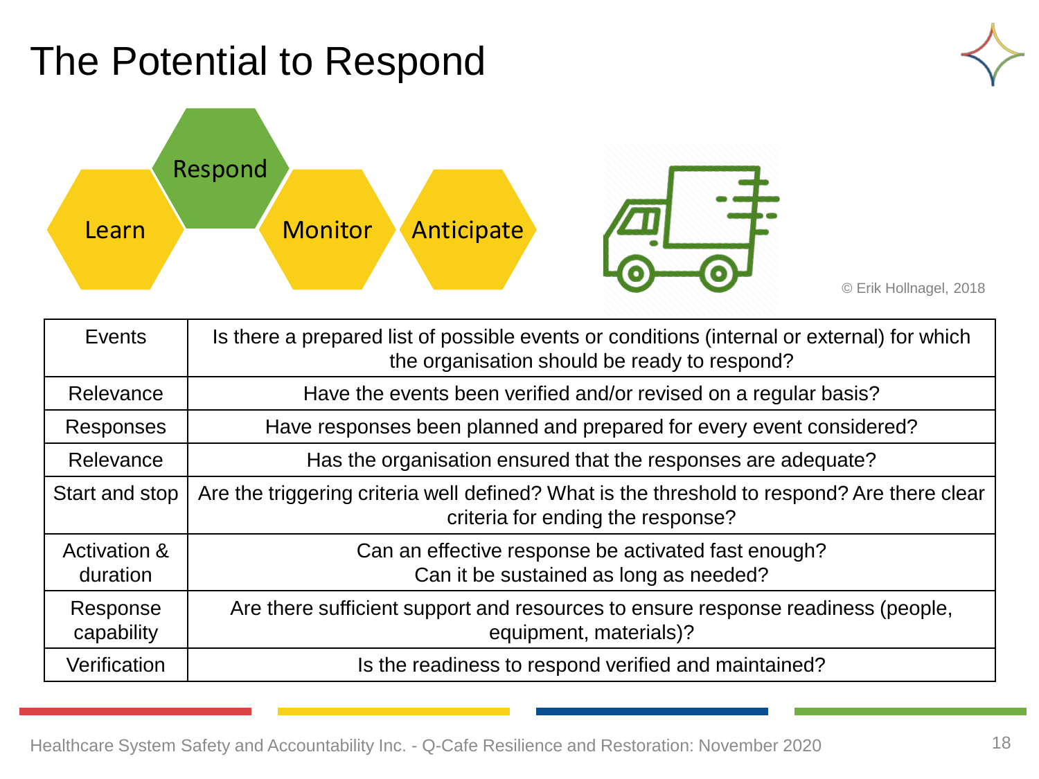# The Potential to Respond

Learn | Respond | Monitor | Anticipate

© Erik Hollnagel, 2018

| | |
|---|---|
| Events | Is there a prepared list of possible events or conditions (internal or external) for which the organisation should be ready to respond? |
| Relevance | Have the events been verified and/or revised on a regular basis? |
| Responses | Have responses been planned and prepared for every event considered? |
| Relevance | Has the organisation ensured that the responses are adequate? |
| Start and stop | Are the triggering criteria well defined? What is the threshold to respond? Are there clear criteria for ending the response? |
| Activation & duration | Can an effective response be activated fast enough? Can it be sustained as long as needed? |
| Response capability | Are there sufficient support and resources to ensure response readiness (people, equipment, materials)? |
| Verification | Is the readiness to respond verified and maintained? |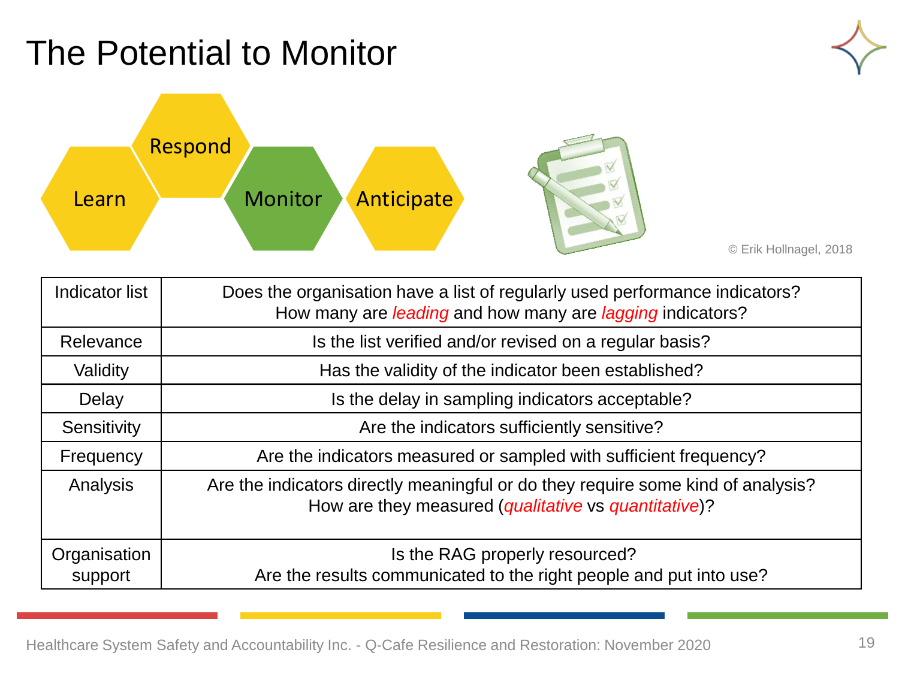# The Potential to Monitor

Learn | Respond | Monitor | Anticipate

© Erik Hollnagel, 2018

| | |
|---|---|
| Indicator list | Does the organisation have a list of regularly used performance indicators? How many are *leading* and how many are *lagging* indicators? |
| Relevance | Is the list verified and/or revised on a regular basis? |
| Validity | Has the validity of the indicator been established? |
| Delay | Is the delay in sampling indicators acceptable? |
| Sensitivity | Are the indicators sufficiently sensitive? |
| Frequency | Are the indicators measured or sampled with sufficient frequency? |
| Analysis | Are the indicators directly meaningful or do they require some kind of analysis? How are they measured (*qualitative* vs *quantitative*)? |
| Organisation support | Is the RAG properly resourced? Are the results communicated to the right people and put into use? |

Healthcare System Safety and Accountability Inc. - Q-Cafe Resilience and Restoration: November 2020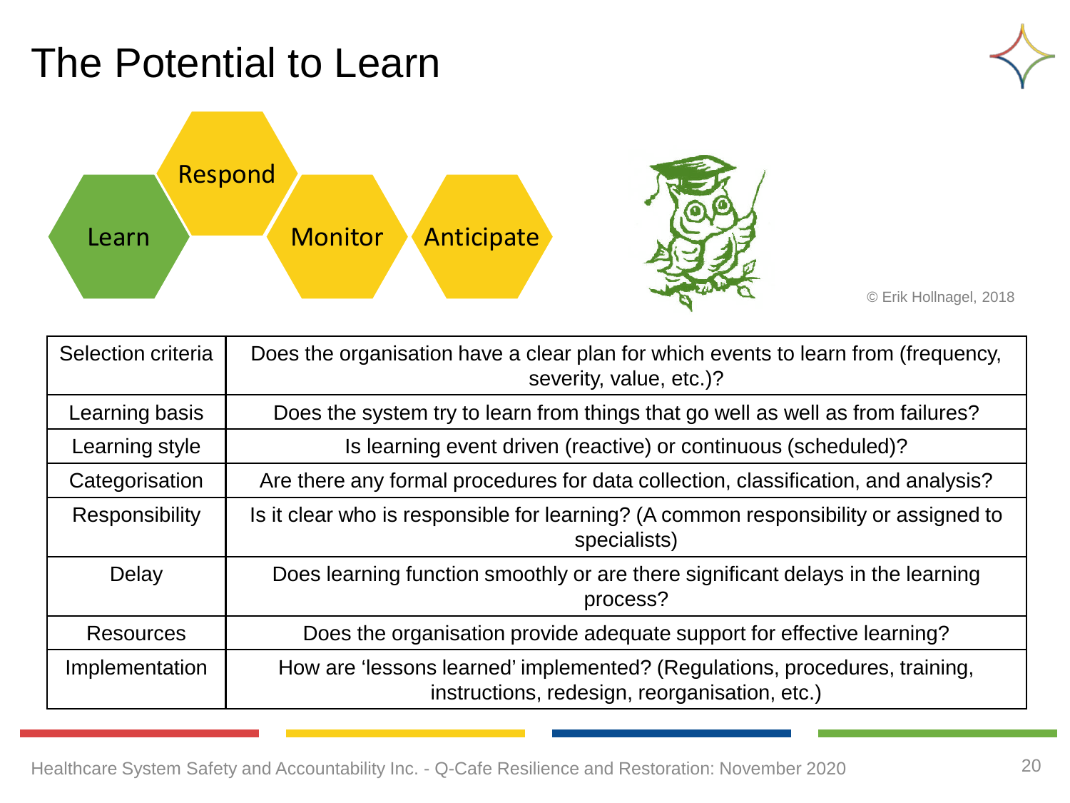# The Potential to Learn

Learn · Respond · Monitor · Anticipate

© Erik Hollnagel, 2018

| Selection criteria | Does the organisation have a clear plan for which events to learn from (frequency, severity, value, etc.)? |
|---|---|
| Learning basis | Does the system try to learn from things that go well as well as from failures? |
| Learning style | Is learning event driven (reactive) or continuous (scheduled)? |
| Categorisation | Are there any formal procedures for data collection, classification, and analysis? |
| Responsibility | Is it clear who is responsible for learning? (A common responsibility or assigned to specialists) |
| Delay | Does learning function smoothly or are there significant delays in the learning process? |
| Resources | Does the organisation provide adequate support for effective learning? |
| Implementation | How are 'lessons learned' implemented? (Regulations, procedures, training, instructions, redesign, reorganisation, etc.) |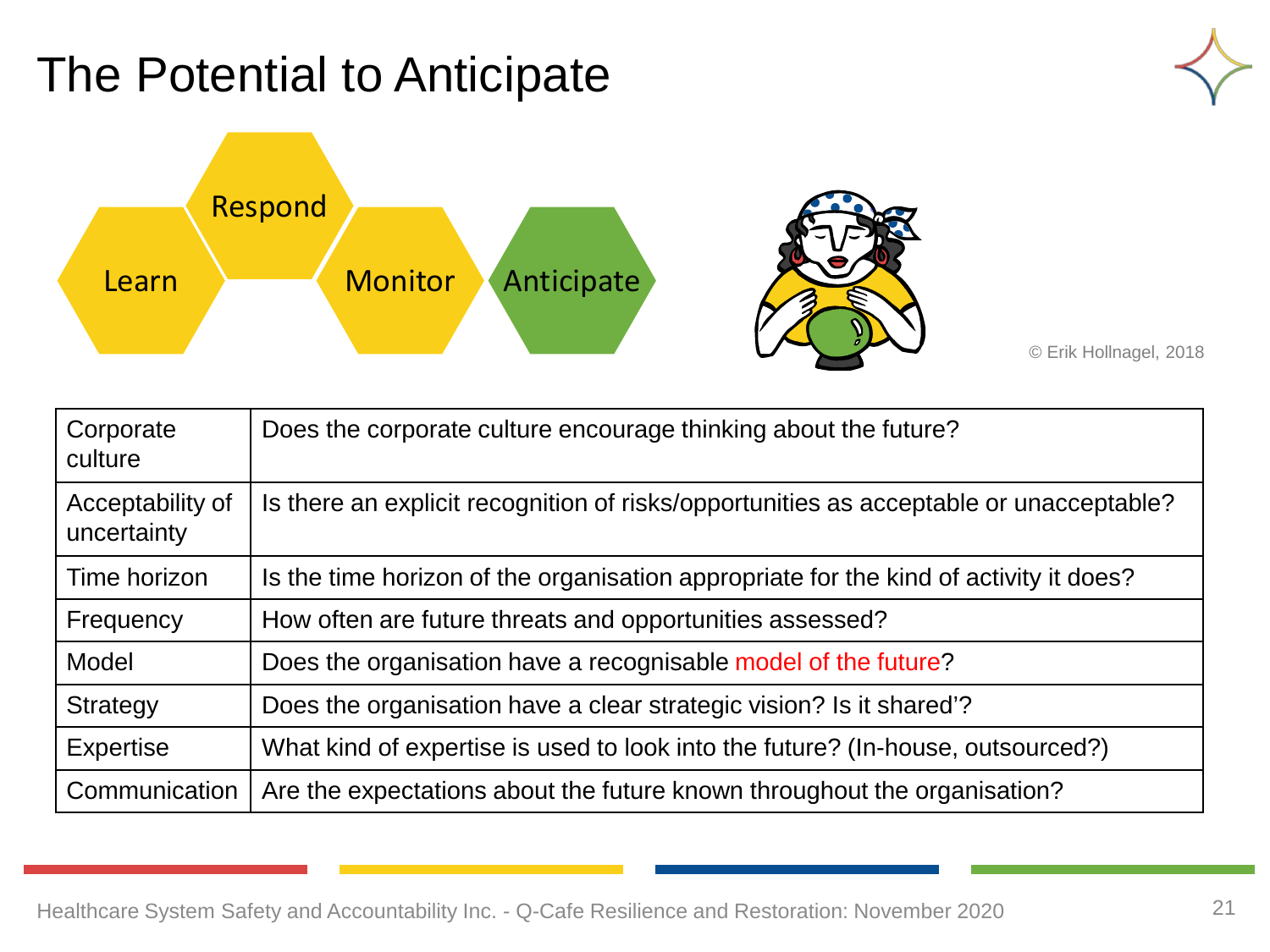# The Potential to Anticipate

Respond

Learn

Monitor

Anticipate

© Erik Hollnagel, 2018

| | |
|---|---|
| Corporate culture | Does the corporate culture encourage thinking about the future? |
| Acceptability of uncertainty | Is there an explicit recognition of risks/opportunities as acceptable or unacceptable? |
| Time horizon | Is the time horizon of the organisation appropriate for the kind of activity it does? |
| Frequency | How often are future threats and opportunities assessed? |
| Model | Does the organisation have a recognisable model of the future? |
| Strategy | Does the organisation have a clear strategic vision? Is it shared'? |
| Expertise | What kind of expertise is used to look into the future? (In-house, outsourced?) |
| Communication | Are the expectations about the future known throughout the organisation? |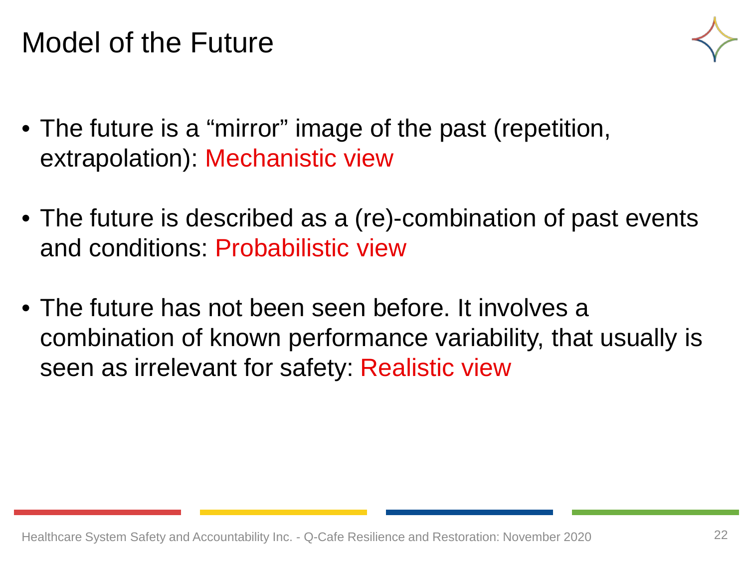# Model of the Future

- The future is a “mirror” image of the past (repetition, extrapolation): Mechanistic view
- The future is described as a (re)-combination of past events and conditions: Probabilistic view
- The future has not been seen before. It involves a combination of known performance variability, that usually is seen as irrelevant for safety: Realistic view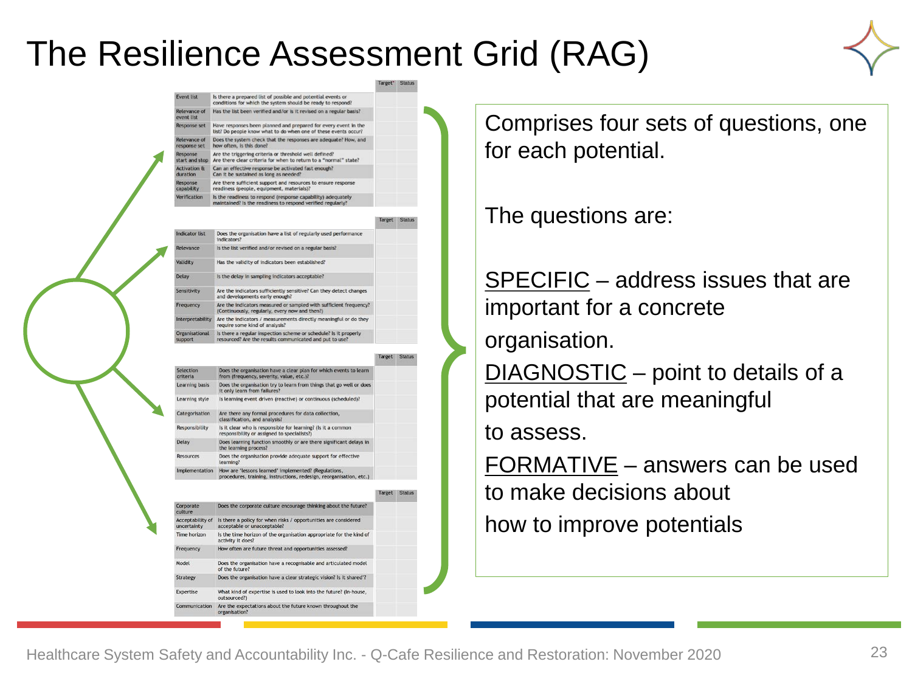# The Resilience Assessment Grid (RAG)

| | | Target* | Status |
|---|---|---|---|
| Event list | Is there a prepared list of possible and potential events or conditions for which the system should be ready to respond? | | |
| Relevance of event list | Has the list been verified and/or is it revised on a regular basis? | | |
| Response set | Have responses been planned and prepared for every event in the list? Do people know what to do when one of these events occur? | | |
| Relevance of response set | Does the system check that the responses are adequate? How, and how often, is this done? | | |
| Response start and stop | Are the triggering criteria or threshold well defined? Are there clear criteria for when to return to a "normal" state? | | |
| Activation & duration | Can an effective response be activated fast enough? Can it be sustained as long as needed? | | |
| Response capability | Are there sufficient support and resources to ensure response readiness (people, equipment, materials)? | | |
| Verification | Is the readiness to respond (response capability) adequately maintained? Is the readiness to respond verified regularly? | | |

| | | Target | Status |
|---|---|---|---|
| Indicator list | Does the organisation have a list of regularly used performance indicators? | | |
| Relevance | Is the list verified and/or revised on a regular basis? | | |
| Validity | Has the validity of indicators been established? | | |
| Delay | Is the delay in sampling indicators acceptable? | | |
| Sensitivity | Are the indicators sufficiently sensitive? Can they detect changes and developments early enough? | | |
| Frequency | Are the indicators measured or sampled with sufficient frequency? (Continuously, regularly, every now and then?) | | |
| Interpretability | Are the indicators / measurements directly meaningful or do they require some kind of analysis? | | |
| Organisational support | Is there a regular inspection scheme or schedule? Is it properly resourced? Are the results communicated and put to use? | | |

| | | Target | Status |
|---|---|---|---|
| Selection criteria | Does the organisation have a clear plan for which events to learn from (frequency, severity, value, etc.)? | | |
| Learning basis | Does the organisation try to learn from things that go well or does it only learn from failures? | | |
| Learning style | Is learning event driven (reactive) or continuous (scheduled)? | | |
| Categorisation | Are there any formal procedures for data collection, classification, and analysis? | | |
| Responsibility | Is it clear who is responsible for learning? (Is it a common responsibility or assigned to specialists?) | | |
| Delay | Does learning function smoothly or are there significant delays in the learning process? | | |
| Resources | Does the organisation provide adequate support for effective learning? | | |
| Implementation | How are 'lessons learned' implemented? (Regulations, procedures, training, instructions, redesign, reorganisation, etc.) | | |

| | | Target | Status |
|---|---|---|---|
| Corporate culture | Does the corporate culture encourage thinking about the future? | | |
| Acceptability of uncertainty | Is there a policy for when risks / opportunities are considered acceptable or unacceptable? | | |
| Time horizon | Is the time horizon of the organisation appropriate for the kind of activity it does? | | |
| Frequency | How often are future threat and opportunities assessed? | | |
| Model | Does the organisation have a recognisable and articulated model of the future? | | |
| Strategy | Does the organisation have a clear strategic vision? Is it shared? | | |
| Expertise | What kind of expertise is used to look into the future? (In-house, outsourced?) | | |
| Communication | Are the expectations about the future known throughout the organisation? | | |

Comprises four sets of questions, one for each potential.

The questions are:

SPECIFIC – address issues that are important for a concrete organisation.

DIAGNOSTIC – point to details of a potential that are meaningful to assess.

FORMATIVE – answers can be used to make decisions about how to improve potentials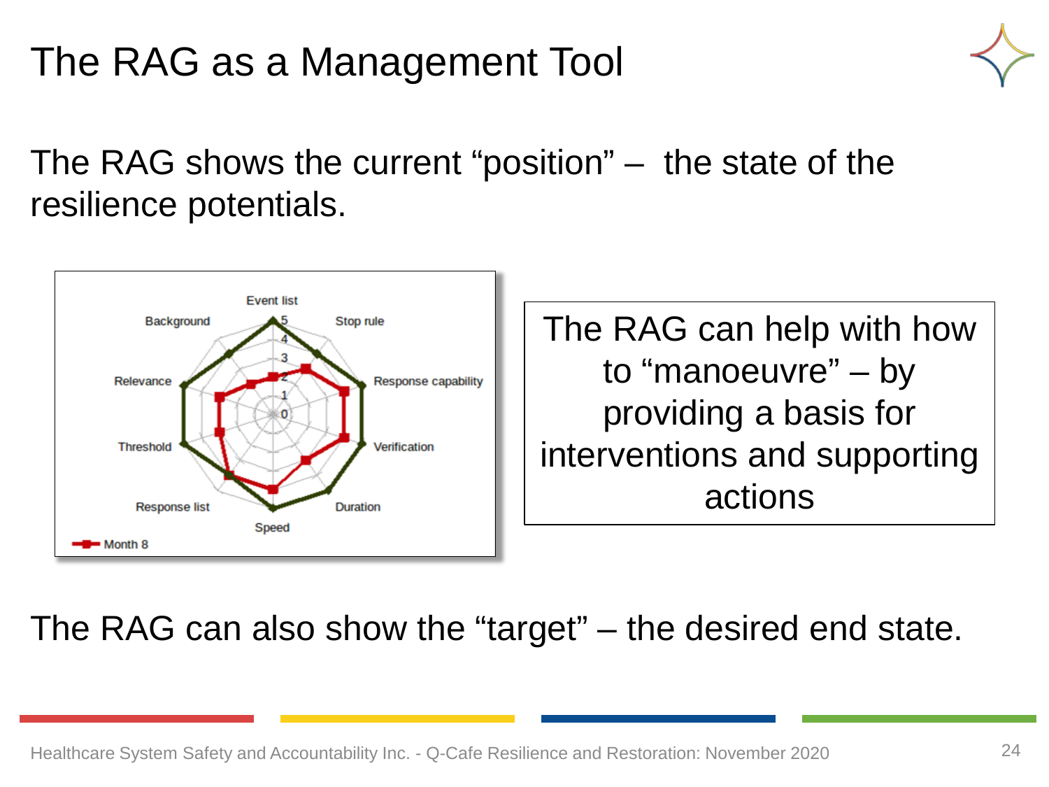# The RAG as a Management Tool

The RAG shows the current "position" – the state of the resilience potentials.

The RAG can help with how to "manoeuvre" – by providing a basis for interventions and supporting actions

The RAG can also show the "target" – the desired end state.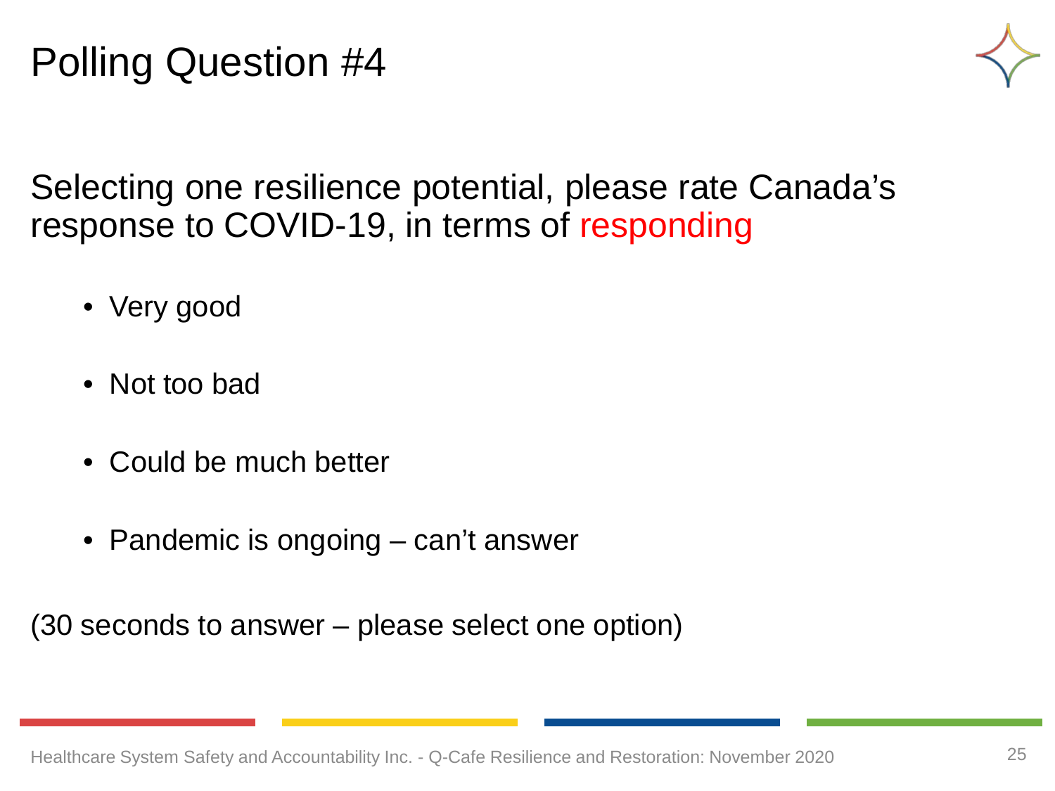# Polling Question #4

Selecting one resilience potential, please rate Canada's response to COVID-19, in terms of responding

- Very good
- Not too bad
- Could be much better
- Pandemic is ongoing – can't answer

(30 seconds to answer – please select one option)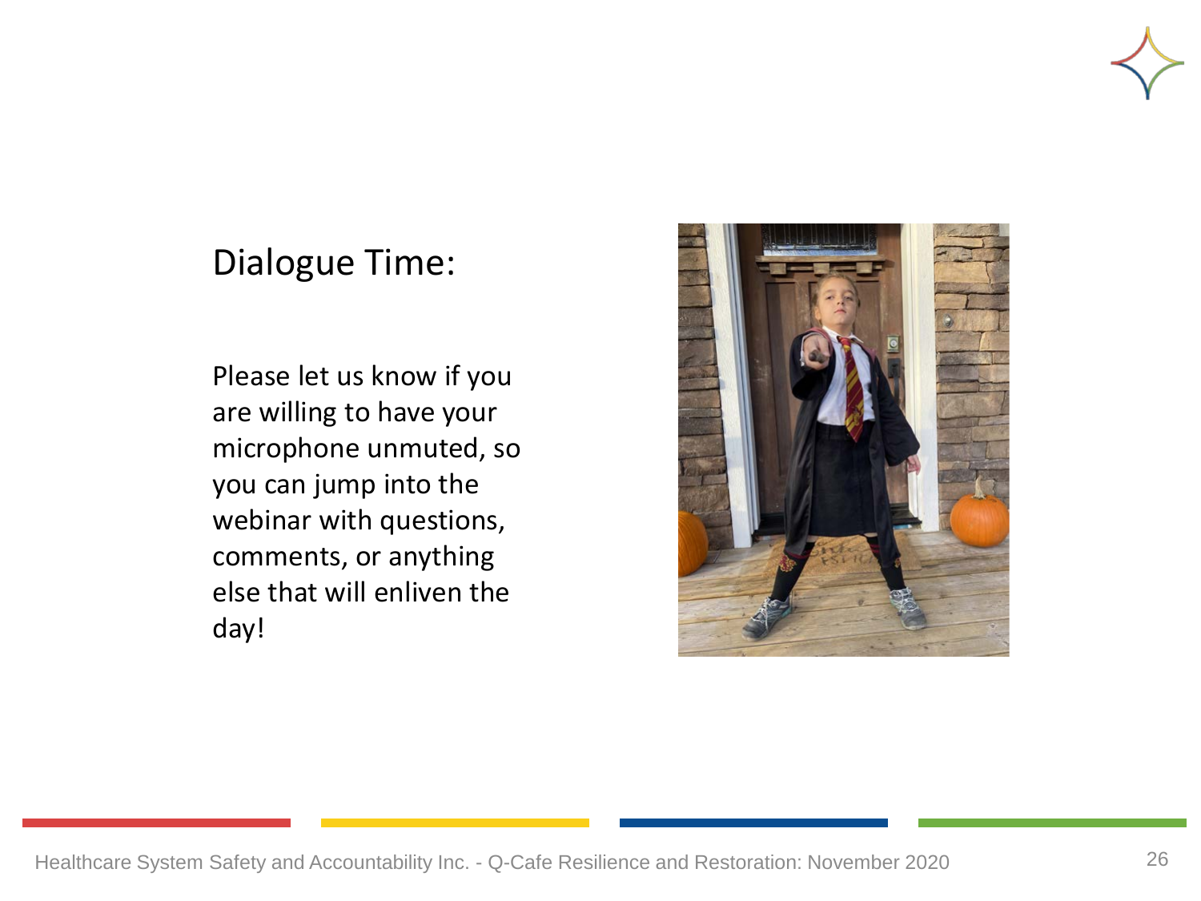## Dialogue Time:

Please let us know if you are willing to have your microphone unmuted, so you can jump into the webinar with questions, comments, or anything else that will enliven the day!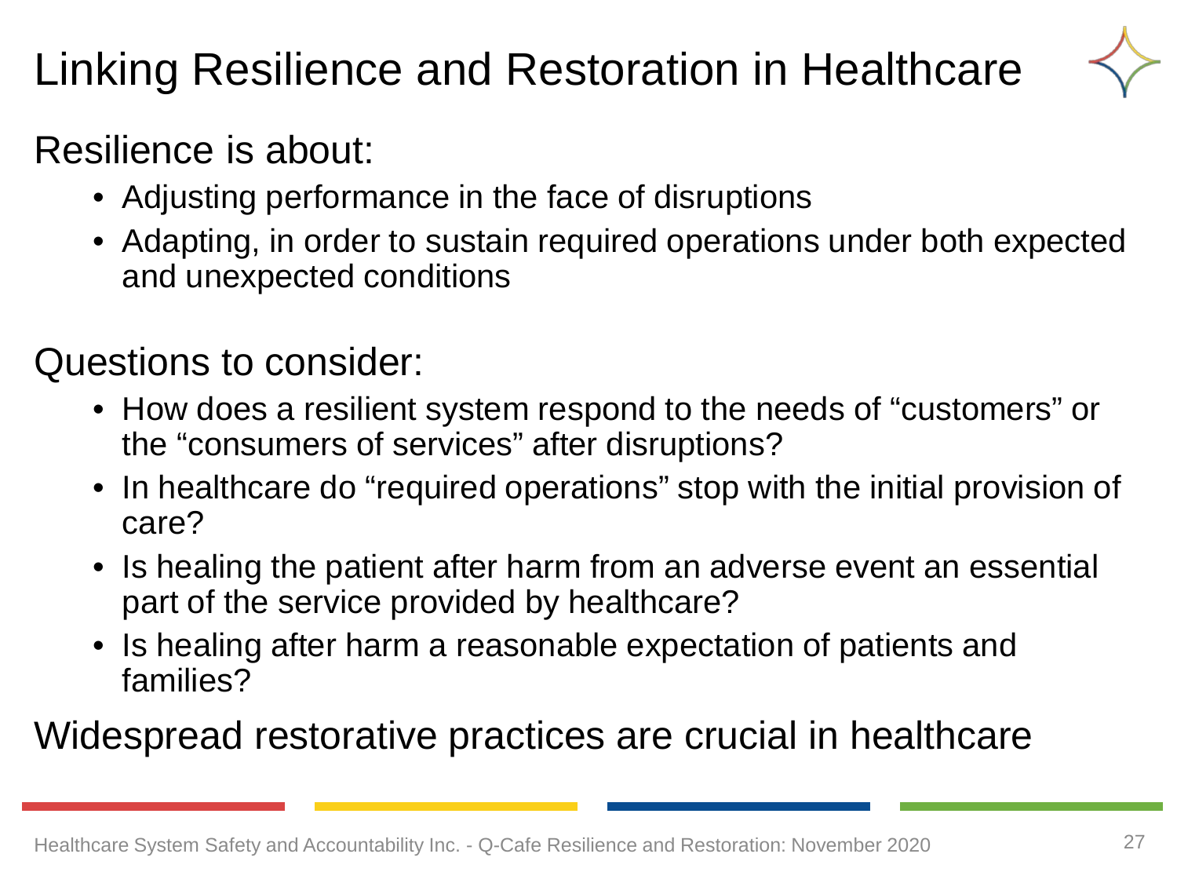# Linking Resilience and Restoration in Healthcare

Resilience is about:

- Adjusting performance in the face of disruptions
- Adapting, in order to sustain required operations under both expected and unexpected conditions

Questions to consider:

- How does a resilient system respond to the needs of “customers” or the “consumers of services” after disruptions?
- In healthcare do “required operations” stop with the initial provision of care?
- Is healing the patient after harm from an adverse event an essential part of the service provided by healthcare?
- Is healing after harm a reasonable expectation of patients and families?

Widespread restorative practices are crucial in healthcare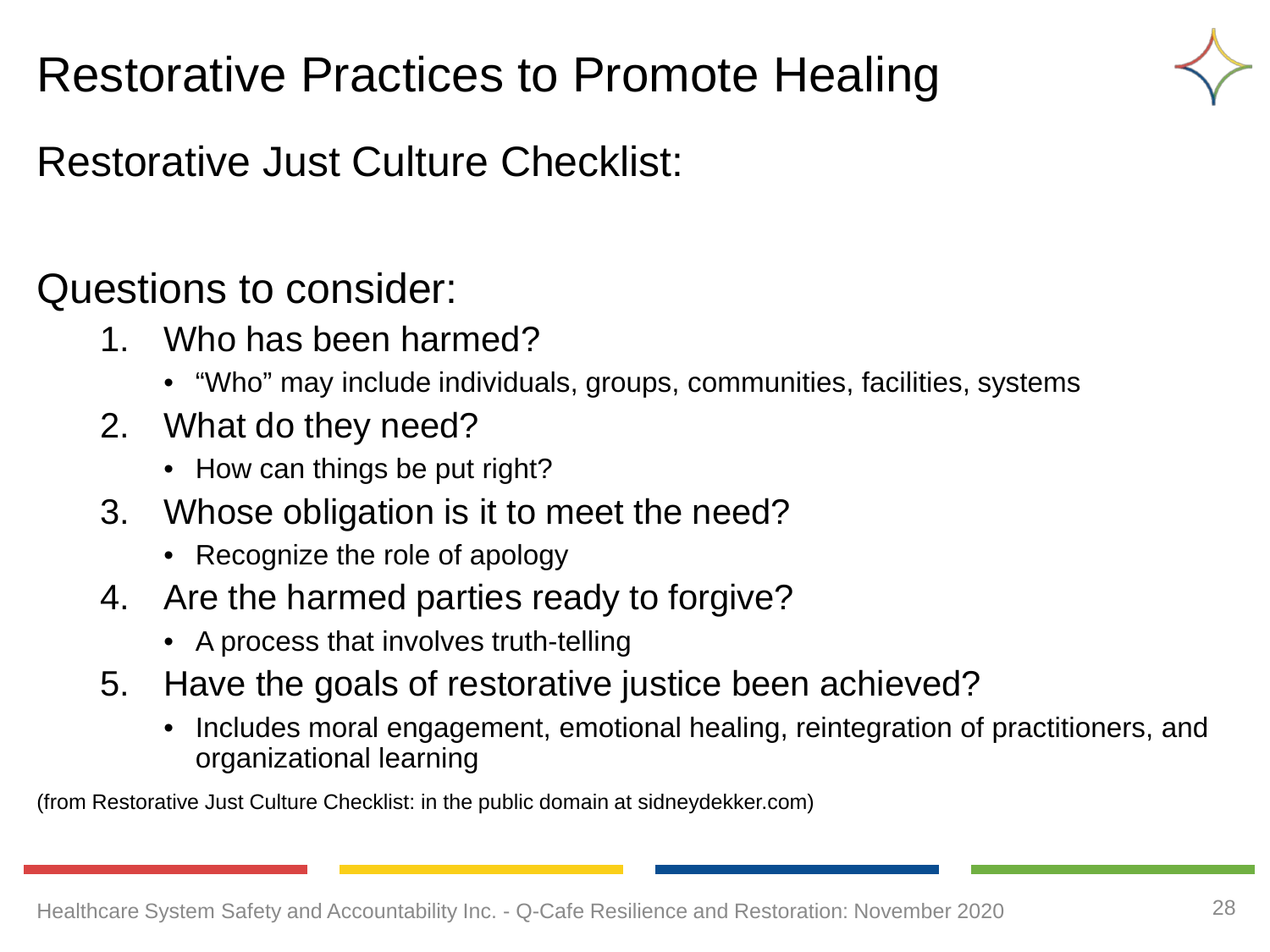# Restorative Practices to Promote Healing

## Restorative Just Culture Checklist:

### Questions to consider:

1. Who has been harmed?
   - “Who” may include individuals, groups, communities, facilities, systems
2. What do they need?
   - How can things be put right?
3. Whose obligation is it to meet the need?
   - Recognize the role of apology
4. Are the harmed parties ready to forgive?
   - A process that involves truth-telling
5. Have the goals of restorative justice been achieved?
   - Includes moral engagement, emotional healing, reintegration of practitioners, and organizational learning

(from Restorative Just Culture Checklist: in the public domain at sidneydekker.com)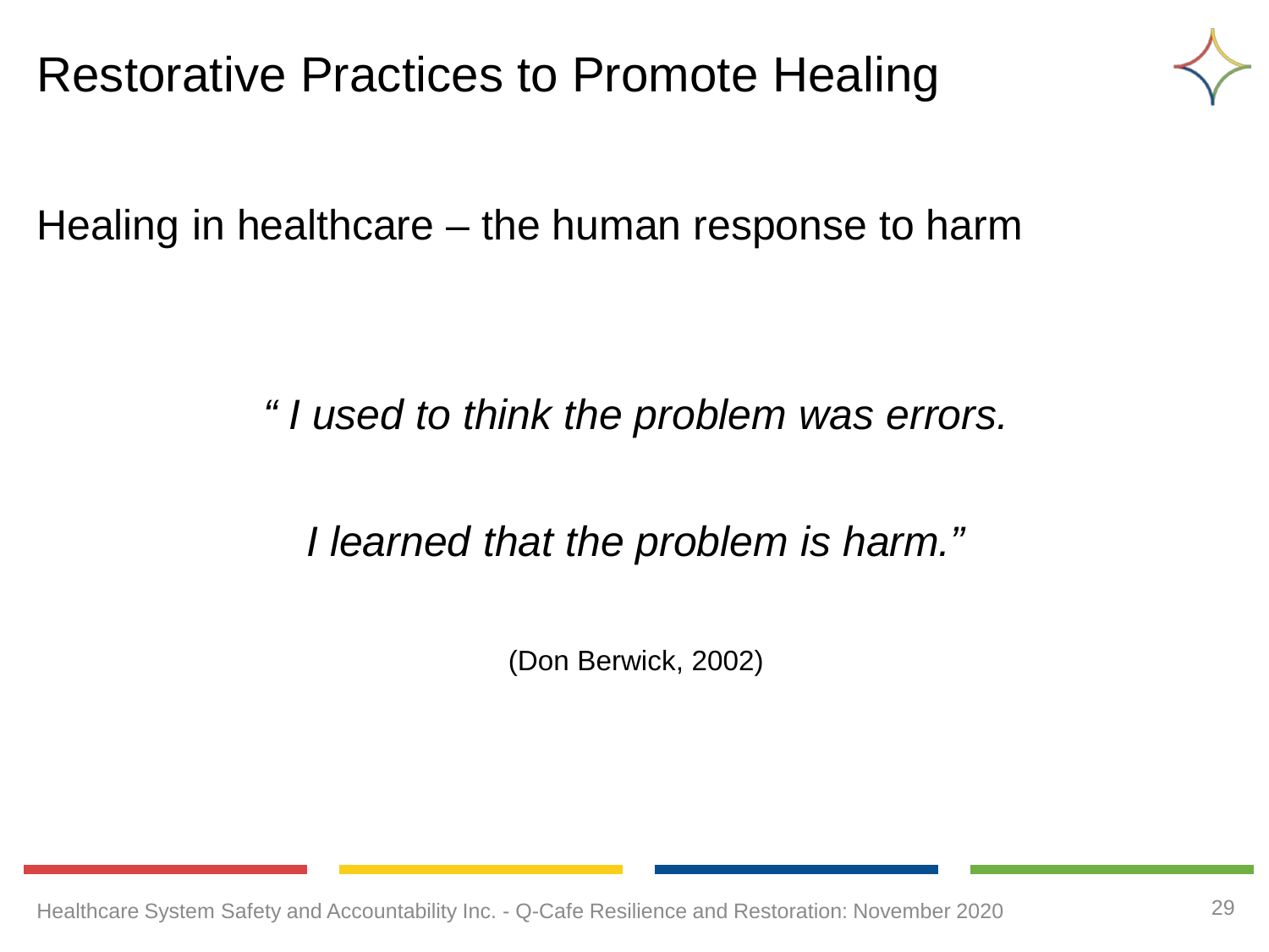# Restorative Practices to Promote Healing

Healing in healthcare – the human response to harm

*" I used to think the problem was errors.*

*I learned that the problem is harm."*

(Don Berwick, 2002)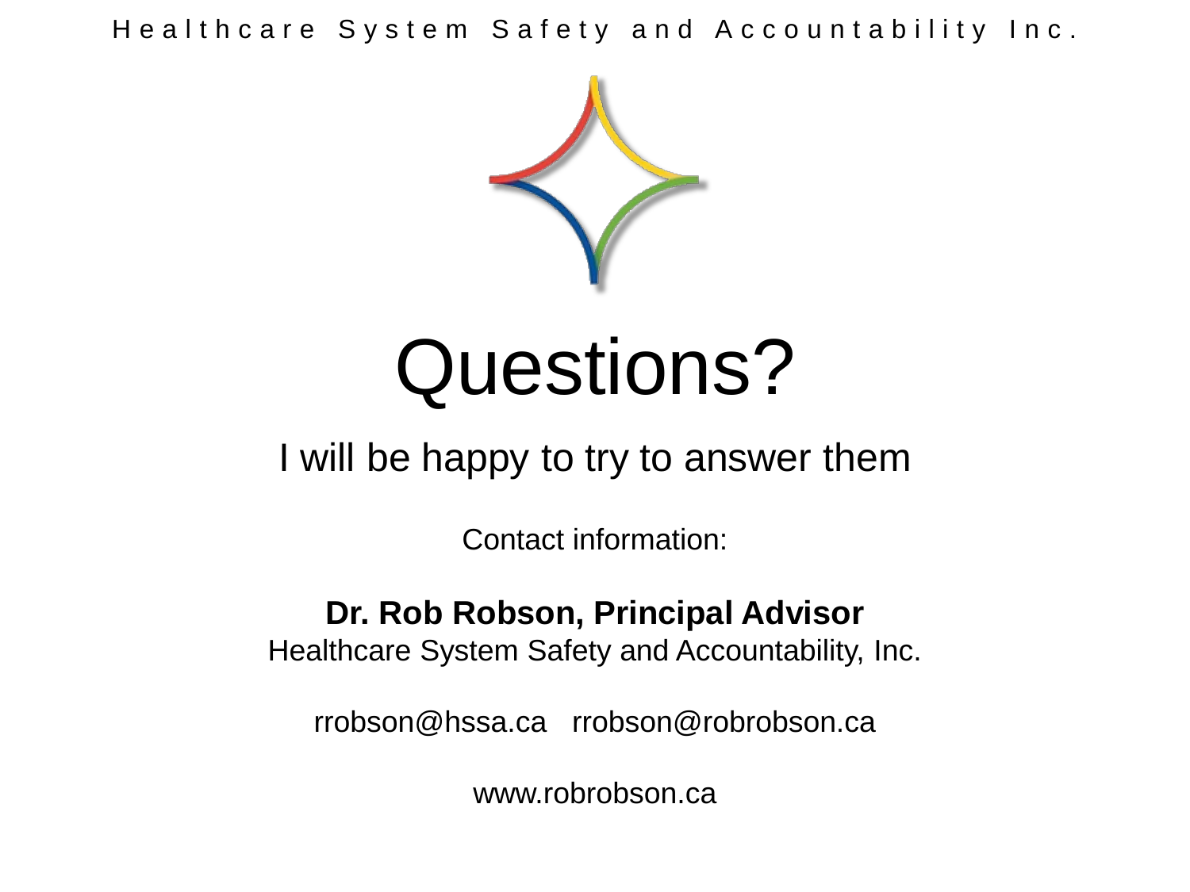# Questions?

I will be happy to try to answer them

Contact information:

**Dr. Rob Robson, Principal Advisor**
Healthcare System Safety and Accountability, Inc.

rrobson@hssa.ca   rrobson@robrobson.ca

www.robrobson.ca